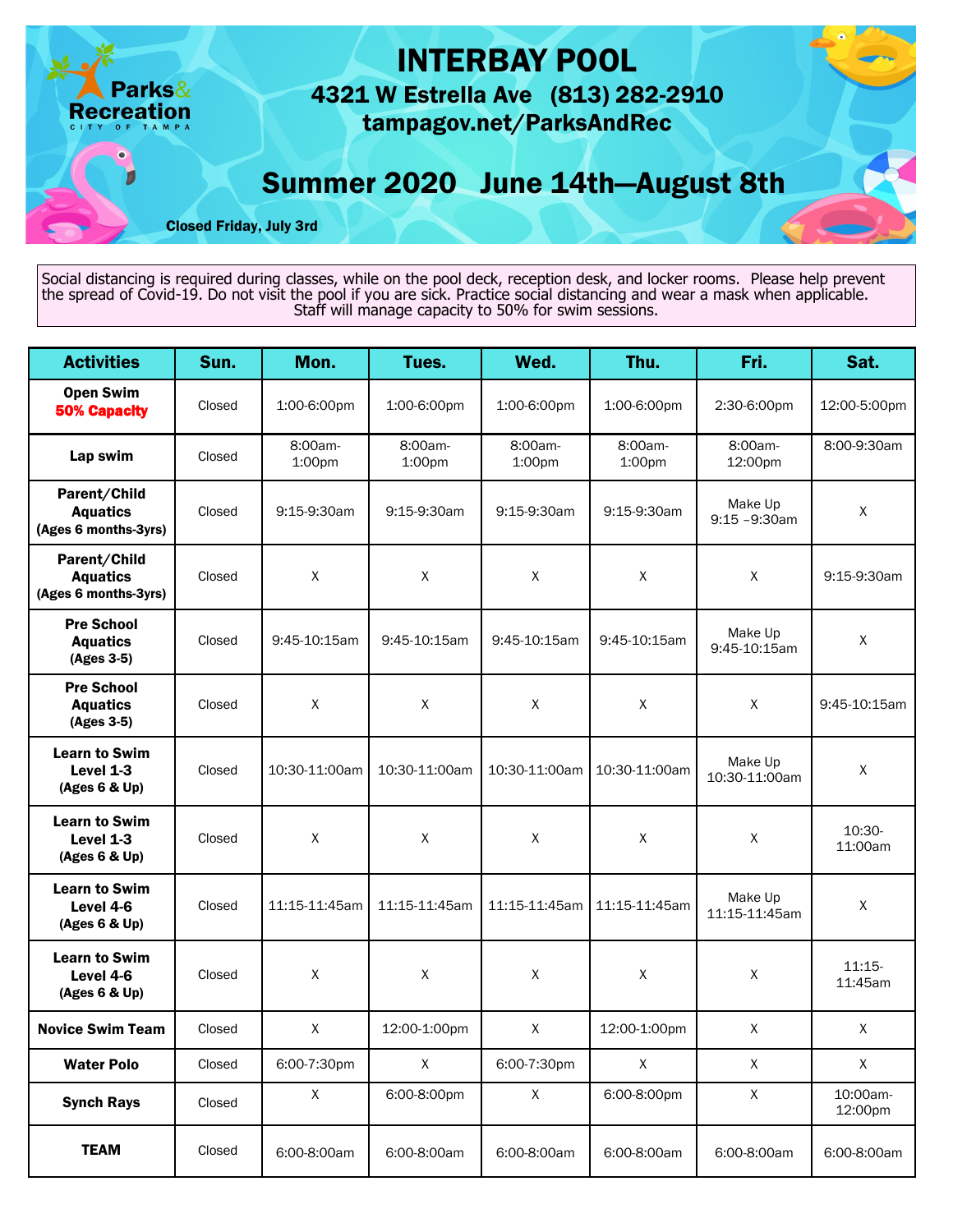Parks & Recreation
CITY OF TAMPA

# INTERBAY POOL

## 4321 W Estrella Ave (813) 282-2910
## tampagov.net/ParksAndRec

## Summer 2020 June 14th—August 8th

**Closed Friday, July 3rd**

Social distancing is required during classes, while on the pool deck, reception desk, and locker rooms. Please help prevent the spread of Covid-19. Do not visit the pool if you are sick. Practice social distancing and wear a mask when applicable. Staff will manage capacity to 50% for swim sessions.

| Activities | Sun. | Mon. | Tues. | Wed. | Thu. | Fri. | Sat. |
|---|---|---|---|---|---|---|---|
| **Open Swim** **50% Capacity** | Closed | 1:00-6:00pm | 1:00-6:00pm | 1:00-6:00pm | 1:00-6:00pm | 2:30-6:00pm | 12:00-5:00pm |
| **Lap swim** | Closed | 8:00am-1:00pm | 8:00am-1:00pm | 8:00am-1:00pm | 8:00am-1:00pm | 8:00am-12:00pm | 8:00-9:30am |
| **Parent/Child Aquatics (Ages 6 months-3yrs)** | Closed | 9:15-9:30am | 9:15-9:30am | 9:15-9:30am | 9:15-9:30am | Make Up 9:15 –9:30am | X |
| **Parent/Child Aquatics (Ages 6 months-3yrs)** | Closed | X | X | X | X | X | 9:15-9:30am |
| **Pre School Aquatics (Ages 3-5)** | Closed | 9:45-10:15am | 9:45-10:15am | 9:45-10:15am | 9:45-10:15am | Make Up 9:45-10:15am | X |
| **Pre School Aquatics (Ages 3-5)** | Closed | X | X | X | X | X | 9:45-10:15am |
| **Learn to Swim Level 1-3 (Ages 6 & Up)** | Closed | 10:30-11:00am | 10:30-11:00am | 10:30-11:00am | 10:30-11:00am | Make Up 10:30-11:00am | X |
| **Learn to Swim Level 1-3 (Ages 6 & Up)** | Closed | X | X | X | X | X | 10:30-11:00am |
| **Learn to Swim Level 4-6 (Ages 6 & Up)** | Closed | 11:15-11:45am | 11:15-11:45am | 11:15-11:45am | 11:15-11:45am | Make Up 11:15-11:45am | X |
| **Learn to Swim Level 4-6 (Ages 6 & Up)** | Closed | X | X | X | X | X | 11:15-11:45am |
| **Novice Swim Team** | Closed | X | 12:00-1:00pm | X | 12:00-1:00pm | X | X |
| **Water Polo** | Closed | 6:00-7:30pm | X | 6:00-7:30pm | X | X | X |
| **Synch Rays** | Closed | X | 6:00-8:00pm | X | 6:00-8:00pm | X | 10:00am-12:00pm |
| **TEAM** | Closed | 6:00-8:00am | 6:00-8:00am | 6:00-8:00am | 6:00-8:00am | 6:00-8:00am | 6:00-8:00am |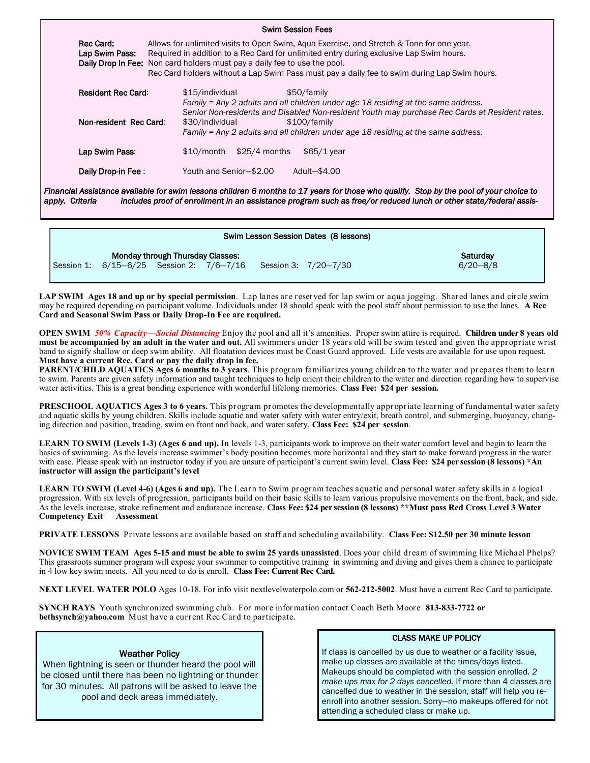## Swim Session Fees

**Rec Card:** Allows for unlimited visits to Open Swim, Aqua Exercise, and Stretch & Tone for one year.
**Lap Swim Pass:** Required in addition to a Rec Card for unlimited entry during exclusive Lap Swim hours.
**Daily Drop In Fee:** Non card holders must pay a daily fee to use the pool.
Rec Card holders without a Lap Swim Pass must pay a daily fee to swim during Lap Swim hours.

| | | |
|---|---|---|
| Resident Rec Card: | $15/individual | $50/family |
| | *Family = Any 2 adults and all children under age 18 residing at the same address.* | |
| | *Senior Non-residents and Disabled Non-resident Youth may purchase Rec Cards at Resident rates.* | |
| Non-resident Rec Card: | $30/individual | $100/family |
| | *Family = Any 2 adults and all children under age 18 residing at the same address.* | |
| Lap Swim Pass: | $10/month $25/4 months | $65/1 year |
| Daily Drop-in Fee : | Youth and Senior—$2.00 | Adult—$4.00 |

*Financial Assistance available for swim lessons children 6 months to 17 years for those who qualify. Stop by the pool of your choice to apply. Criteria includes proof of enrollment in an assistance program such as free/or reduced lunch or other state/federal assis-*

## Swim Lesson Session Dates (8 lessons)

| Monday through Thursday Classes: | | | Saturday |
|---|---|---|---|
| Session 1: 6/15—6/25 | Session 2: 7/6—7/16 | Session 3: 7/20—7/30 | 6/20—8/8 |

**LAP SWIM Ages 18 and up or by special permission**. Lap lanes are reserved for lap swim or aqua jogging. Shared lanes and circle swim may be required depending on participant volume. Individuals under 18 should speak with the pool staff about permission to use the lanes. **A Rec Card and Seasonal Swim Pass or Daily Drop-In Fee are required.**

**OPEN SWIM** ***50% Capacity—Social Distancing*** Enjoy the pool and all it's amenities. Proper swim attire is required. **Children under 8 years old must be accompanied by an adult in the water and out.** All swimmers under 18 years old will be swim tested and given the appropriate wrist band to signify shallow or deep swim ability. All floatation devices must be Coast Guard approved. Life vests are available for use upon request. **Must have a current Rec. Card or pay the daily drop in fee.**

**PARENT/CHILD AQUATICS Ages 6 months to 3 years**. This program familiarizes young children to the water and prepares them to learn to swim. Parents are given safety information and taught techniques to help orient their children to the water and direction regarding how to supervise water activities. This is a great bonding experience with wonderful lifelong memories. **Class Fee: $24 per session.**

**PRESCHOOL AQUATICS Ages 3 to 6 years.** This program promotes the developmentally appropriate learning of fundamental water safety and aquatic skills by young children. Skills include aquatic and water safety with water entry/exit, breath control, and submerging, buoyancy, changing direction and position, treading, swim on front and back, and water safety. **Class Fee: $24 per session**.

**LEARN TO SWIM (Levels 1-3) (Ages 6 and up).** In levels 1-3, participants work to improve on their water comfort level and begin to learn the basics of swimming. As the levels increase swimmer's body position becomes more horizontal and they start to make forward progress in the water with ease. Please speak with an instructor today if you are unsure of participant's current swim level. **Class Fee: $24 per session (8 lessons) *An instructor will assign the participant's level**

**LEARN TO SWIM (Level 4-6) (Ages 6 and up).** The Learn to Swim program teaches aquatic and personal water safety skills in a logical progression. With six levels of progression, participants build on their basic skills to learn various propulsive movements on the front, back, and side. As the levels increase, stroke refinement and endurance increase. **Class Fee: $24 per session (8 lessons) **Must pass Red Cross Level 3 Water Competency Exit Assessment**

**PRIVATE LESSONS** Private lessons are available based on staff and scheduling availability. **Class Fee: $12.50 per 30 minute lesson**

**NOVICE SWIM TEAM Ages 5-15 and must be able to swim 25 yards unassisted**. Does your child dream of swimming like Michael Phelps? This grassroots summer program will expose your swimmer to competitive training in swimming and diving and gives them a chance to participate in 4 low key swim meets. All you need to do is enroll. **Class Fee: Current Rec Card.**

**NEXT LEVEL WATER POLO** Ages 10-18. For info visit nextlevelwaterpolo.com or **562-212-5002**. Must have a current Rec Card to participate.

**SYNCH RAYS** Youth synchronized swimming club. For more information contact Coach Beth Moore **813-833-7722 or bethsynch@yahoo.com** Must have a current Rec Card to participate.

### Weather Policy

When lightning is seen or thunder heard the pool will be closed until there has been no lightning or thunder for 30 minutes. All patrons will be asked to leave the pool and deck areas immediately.

### CLASS MAKE UP POLICY

If class is cancelled by us due to weather or a facility issue, make up classes are available at the times/days listed. Makeups should be completed with the session enrolled. *2 make ups max for 2 days cancelled.* If more than 4 classes are cancelled due to weather in the session, staff will help you re-enroll into another session. Sorry—no makeups offered for not attending a scheduled class or make up.